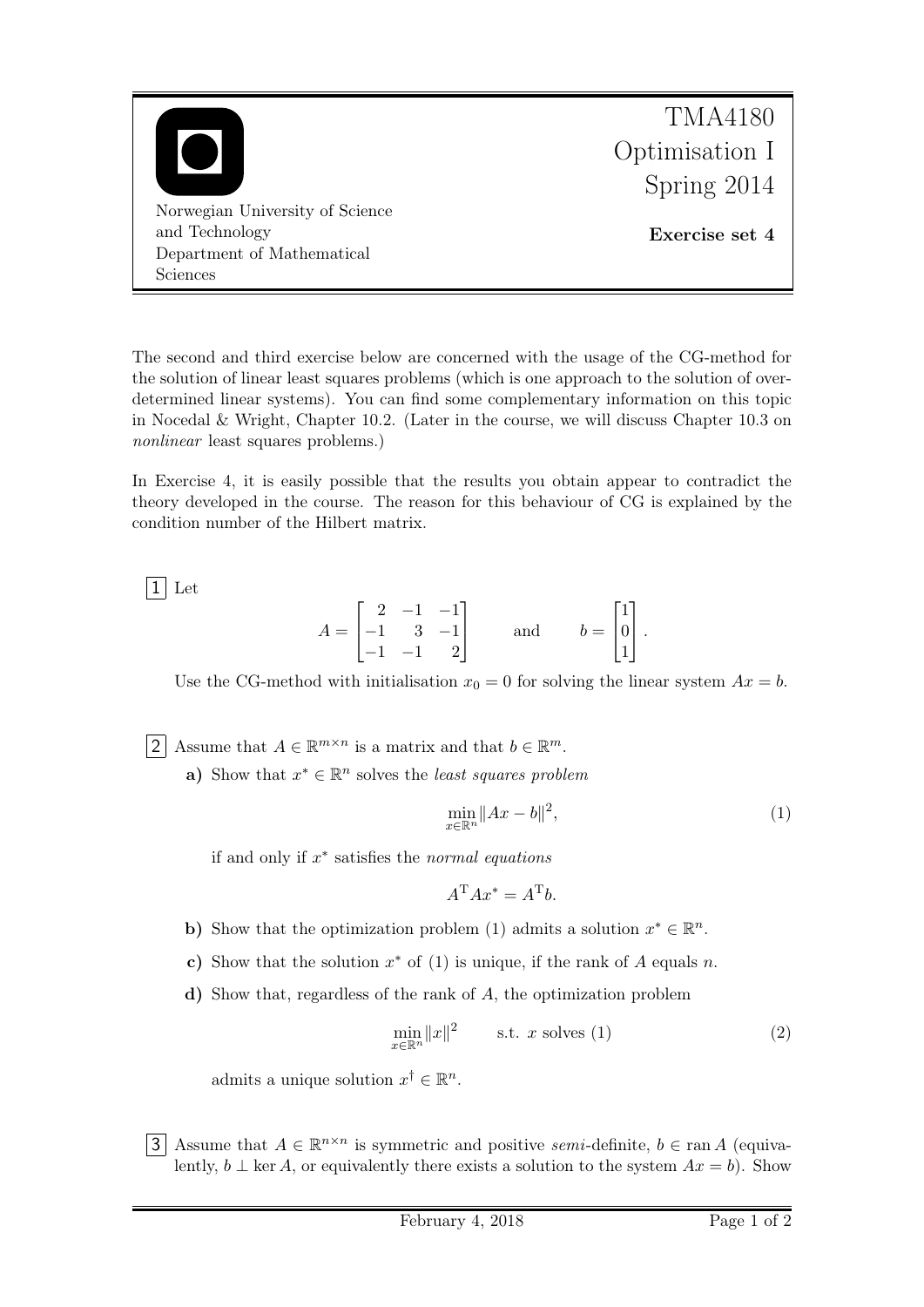TMA4180 Optimisation I Spring 2014

Norwegian University of Science and Technology
Department of Mathematical Sciences

**Exercise set 4**

The second and third exercise below are concerned with the usage of the CG-method for the solution of linear least squares problems (which is one approach to the solution of overdetermined linear systems). You can find some complementary information on this topic in Nocedal & Wright, Chapter 10.2. (Later in the course, we will discuss Chapter 10.3 on *nonlinear* least squares problems.)

In Exercise 4, it is easily possible that the results you obtain appear to contradict the theory developed in the course. The reason for this behaviour of CG is explained by the condition number of the Hilbert matrix.

**1** Let

$$A = \begin{bmatrix} 2 & -1 & -1 \\ -1 & 3 & -1 \\ -1 & -1 & 2 \end{bmatrix} \qquad \text{and} \qquad b = \begin{bmatrix} 1 \\ 0 \\ 1 \end{bmatrix}.$$

Use the CG-method with initialisation $x_0 = 0$ for solving the linear system $Ax = b$.

**2** Assume that $A \in \mathbb{R}^{m \times n}$ is a matrix and that $b \in \mathbb{R}^m$.

**a)** Show that $x^* \in \mathbb{R}^n$ solves the *least squares problem*

$$\min_{x \in \mathbb{R}^n} \|Ax - b\|^2, \tag{1}$$

if and only if $x^*$ satisfies the *normal equations*

$$A^{\mathrm{T}} A x^* = A^{\mathrm{T}} b.$$

**b)** Show that the optimization problem (1) admits a solution $x^* \in \mathbb{R}^n$.

**c)** Show that the solution $x^*$ of (1) is unique, if the rank of $A$ equals $n$.

**d)** Show that, regardless of the rank of $A$, the optimization problem

$$\min_{x \in \mathbb{R}^n} \|x\|^2 \qquad \text{s.t. } x \text{ solves (1)} \tag{2}$$

admits a unique solution $x^\dagger \in \mathbb{R}^n$.

**3** Assume that $A \in \mathbb{R}^{n \times n}$ is symmetric and positive *semi*-definite, $b \in \operatorname{ran} A$ (equivalently, $b \perp \ker A$, or equivalently there exists a solution to the system $Ax = b$). Show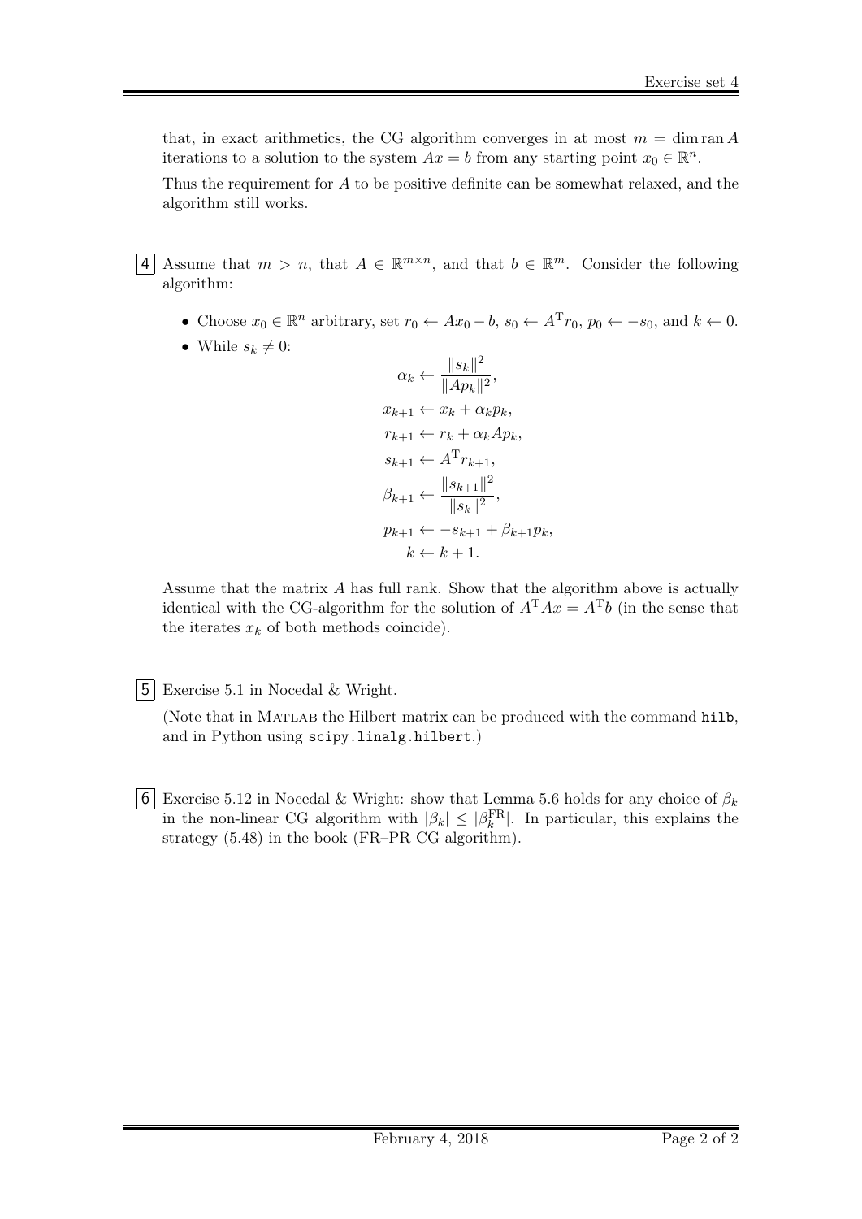that, in exact arithmetics, the CG algorithm converges in at most $m = \dim \operatorname{ran} A$ iterations to a solution to the system $Ax = b$ from any starting point $x_0 \in \mathbb{R}^n$.

Thus the requirement for $A$ to be positive definite can be somewhat relaxed, and the algorithm still works.

**4** Assume that $m > n$, that $A \in \mathbb{R}^{m \times n}$, and that $b \in \mathbb{R}^m$. Consider the following algorithm:

- Choose $x_0 \in \mathbb{R}^n$ arbitrary, set $r_0 \leftarrow Ax_0 - b$, $s_0 \leftarrow A^{\mathrm{T}} r_0$, $p_0 \leftarrow -s_0$, and $k \leftarrow 0$.
- While $s_k \neq 0$:

$$
\begin{aligned}
\alpha_k &\leftarrow \frac{\|s_k\|^2}{\|Ap_k\|^2}, \\
x_{k+1} &\leftarrow x_k + \alpha_k p_k, \\
r_{k+1} &\leftarrow r_k + \alpha_k A p_k, \\
s_{k+1} &\leftarrow A^{\mathrm{T}} r_{k+1}, \\
\beta_{k+1} &\leftarrow \frac{\|s_{k+1}\|^2}{\|s_k\|^2}, \\
p_{k+1} &\leftarrow -s_{k+1} + \beta_{k+1} p_k, \\
k &\leftarrow k + 1.
\end{aligned}
$$

Assume that the matrix $A$ has full rank. Show that the algorithm above is actually identical with the CG-algorithm for the solution of $A^{\mathrm{T}} A x = A^{\mathrm{T}} b$ (in the sense that the iterates $x_k$ of both methods coincide).

**5** Exercise 5.1 in Nocedal & Wright.

(Note that in MATLAB the Hilbert matrix can be produced with the command `hilb`, and in Python using `scipy.linalg.hilbert`.)

**6** Exercise 5.12 in Nocedal & Wright: show that Lemma 5.6 holds for any choice of $\beta_k$ in the non-linear CG algorithm with $|\beta_k| \leq |\beta_k^{\mathrm{FR}}|$. In particular, this explains the strategy (5.48) in the book (FR–PR CG algorithm).